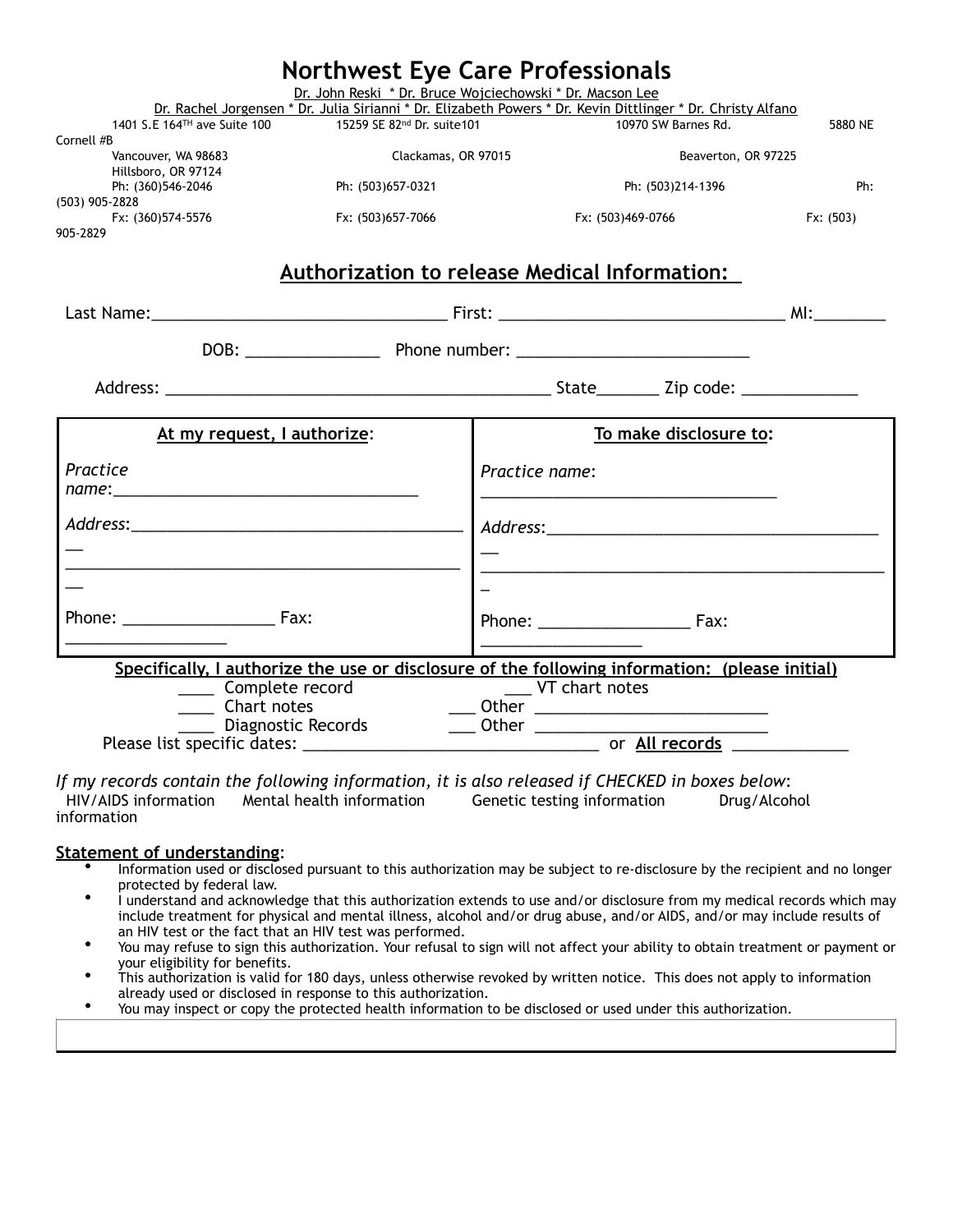# Northwest Eye Care Professionals

Dr. John Reski * Dr. Bruce Wojciechowski * Dr. Macson Lee
Dr. Rachel Jorgensen * Dr. Julia Sirianni * Dr. Elizabeth Powers * Dr. Kevin Dittlinger * Dr. Christy Alfano

| 1401 S.E 164TH ave Suite 100 | 15259 SE 82nd Dr. suite101 | 10970 SW Barnes Rd. | 5880 NE Cornell #B |
|---|---|---|---|
| Vancouver, WA 98683 | Clackamas, OR 97015 | Beaverton, OR 97225 | Hillsboro, OR 97124 |
| Ph: (360)546-2046 | Ph: (503)657-0321 | Ph: (503)214-1396 | Ph: (503) 905-2828 |
| Fx: (360)574-5576 | Fx: (503)657-7066 | Fx: (503)469-0766 | Fx: (503) 905-2829 |

## Authorization to release Medical Information:

Last Name:________________________________ First: _______________________________ MI:________

DOB: _______________ Phone number: __________________________

Address: ___________________________________________ State_______ Zip code: _____________

| **At my request, I authorize**: | **To make disclosure to**: |
|---|---|
| *Practice name*:___________________________________ | *Practice name*: ___________________________________ |
| *Address*:_____________________________________________ | *Address*:_____________________________________________ |
| Phone: _________________ Fax: __________________ | Phone: _________________ Fax: __________________ |

**Specifically, I authorize the use or disclosure of the following information: (please initial)**

____ Complete record ___ VT chart notes
____ Chart notes ___ Other ___________________________
____ Diagnostic Records ___ Other ___________________________

Please list specific dates: _________________________________ or **All records** _____________

*If my records contain the following information, it is also released if CHECKED in boxes below*:

HIV/AIDS information Mental health information Genetic testing information Drug/Alcohol information

**Statement of understanding**:

- Information used or disclosed pursuant to this authorization may be subject to re-disclosure by the recipient and no longer protected by federal law.
- I understand and acknowledge that this authorization extends to use and/or disclosure from my medical records which may include treatment for physical and mental illness, alcohol and/or drug abuse, and/or AIDS, and/or may include results of an HIV test or the fact that an HIV test was performed.
- You may refuse to sign this authorization. Your refusal to sign will not affect your ability to obtain treatment or payment or your eligibility for benefits.
- This authorization is valid for 180 days, unless otherwise revoked by written notice. This does not apply to information already used or disclosed in response to this authorization.
- You may inspect or copy the protected health information to be disclosed or used under this authorization.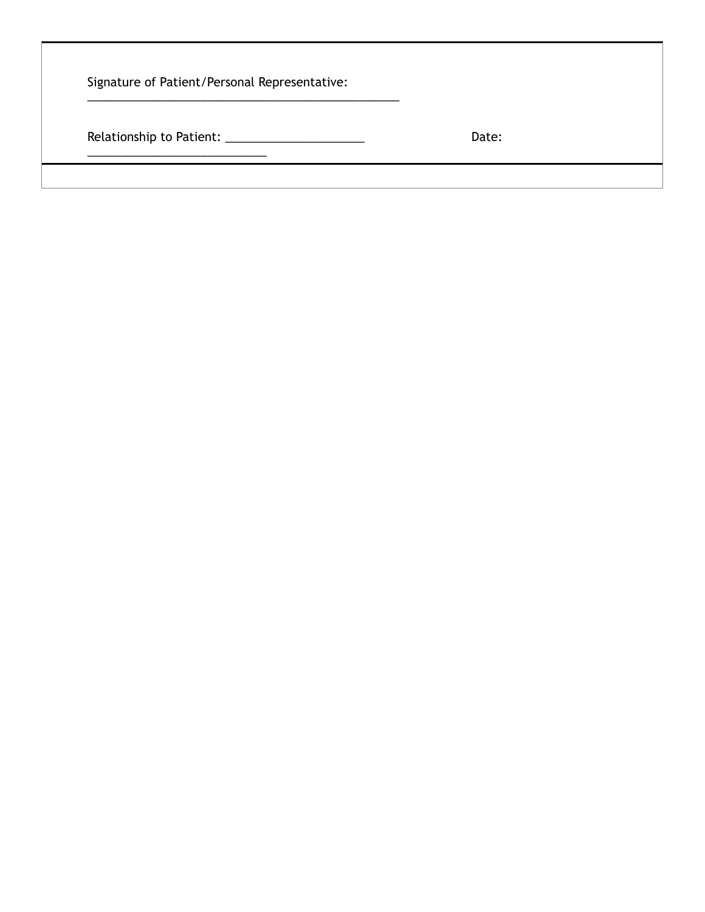Signature of Patient/Personal Representative: ___________________________________________________

Relationship to Patient: _____________________ Date: ___________________________